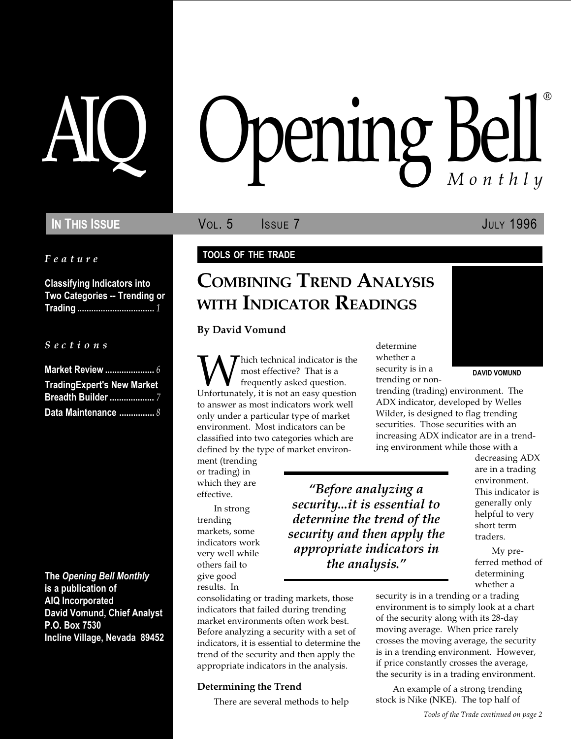# AIQ Opening Bell® Monthly

**IN THIS ISSUE** VOL. 5 ISSUE 7 JULY 1996

*Feature*

**Classifying Indicators into Two Categories -- Trending or Trading** ................................ *1*

*Sections*

**Market Review** ..................... *6*
**TradingExpert's New Market Breadth Builder** ................... *7*
**Data Maintenance** ............... *8*

**The *Opening Bell Monthly* is a publication of AIQ Incorporated**
**David Vomund, Chief Analyst**
**P.O. Box 7530**
**Incline Village, Nevada 89452**

**TOOLS OF THE TRADE**

## COMBINING TREND ANALYSIS WITH INDICATOR READINGS

**By David Vomund**

DAVID VOMUND

Which technical indicator is the most effective? That is a frequently asked question. Unfortunately, it is not an easy question to answer as most indicators work well only under a particular type of market environment. Most indicators can be classified into two categories which are defined by the type of market environment (trending or trading) in which they are effective.

In strong trending markets, some indicators work very well while others fail to give good results. In consolidating or trading markets, those indicators that failed during trending market environments often work best. Before analyzing a security with a set of indicators, it is essential to determine the trend of the security and then apply the appropriate indicators in the analysis.

> *"Before analyzing a security...it is essential to determine the trend of the security and then apply the appropriate indicators in the analysis."*

### Determining the Trend

There are several methods to help determine whether a security is in a trending or non-trending (trading) environment. The ADX indicator, developed by Welles Wilder, is designed to flag trending securities. Those securities with an increasing ADX indicator are in a trending environment while those with a decreasing ADX are in a trading environment. This indicator is generally only helpful to very short term traders.

My preferred method of determining whether a security is in a trending or a trading environment is to simply look at a chart of the security along with its 28-day moving average. When price rarely crosses the moving average, the security is in a trending environment. However, if price constantly crosses the average, the security is in a trading environment.

An example of a strong trending stock is Nike (NKE). The top half of

*Tools of the Trade continued on page 2*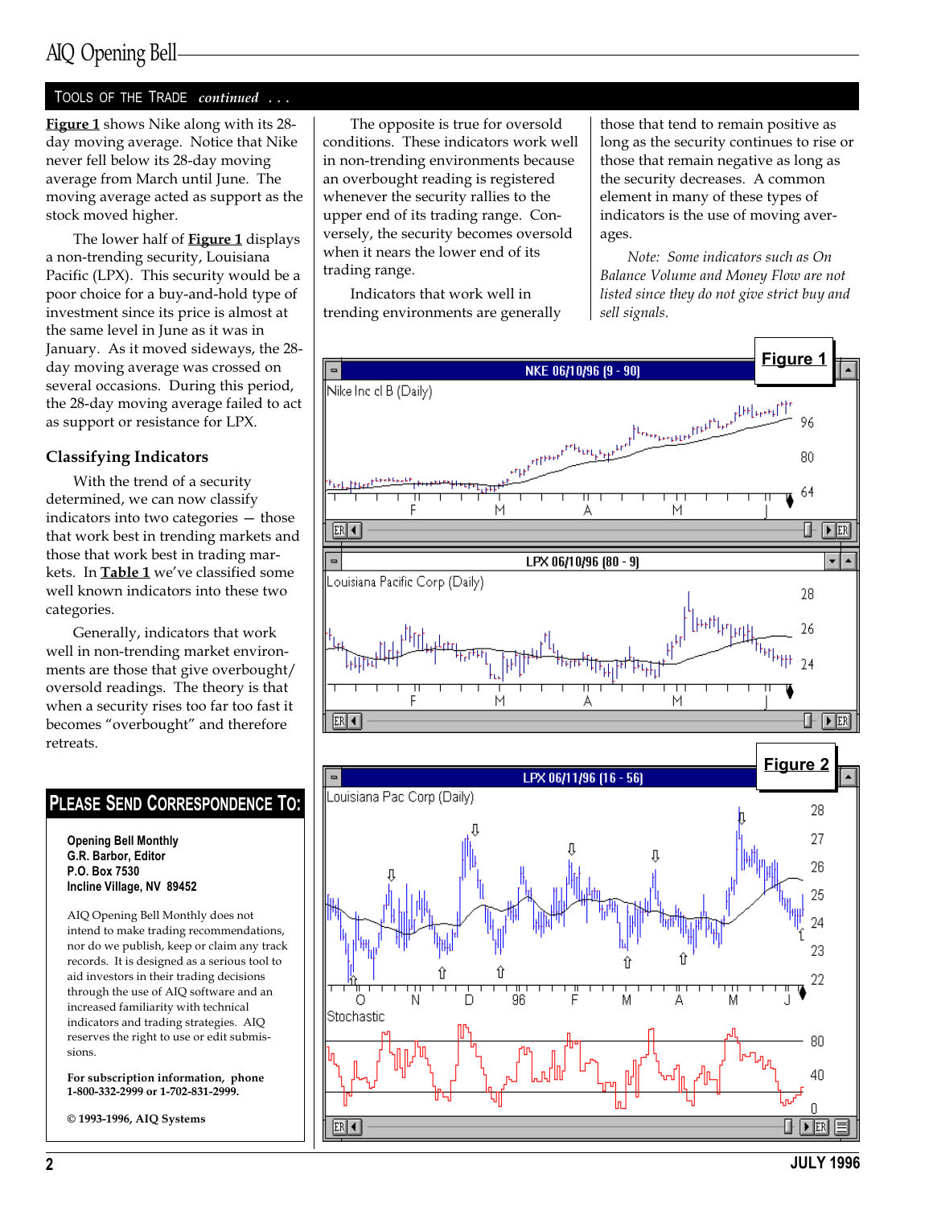## Tools of the Trade *continued . . .*

**Figure 1** shows Nike along with its 28-day moving average. Notice that Nike never fell below its 28-day moving average from March until June. The moving average acted as support as the stock moved higher.

The lower half of **Figure 1** displays a non-trending security, Louisiana Pacific (LPX). This security would be a poor choice for a buy-and-hold type of investment since its price is almost at the same level in June as it was in January. As it moved sideways, the 28-day moving average was crossed on several occasions. During this period, the 28-day moving average failed to act as support or resistance for LPX.

### Classifying Indicators

With the trend of a security determined, we can now classify indicators into two categories — those that work best in trending markets and those that work best in trading markets. In **Table 1** we've classified some well known indicators into these two categories.

Generally, indicators that work well in non-trending market environments are those that give overbought/oversold readings. The theory is that when a security rises too far too fast it becomes "overbought" and therefore retreats.

The opposite is true for oversold conditions. These indicators work well in non-trending environments because an overbought reading is registered whenever the security rallies to the upper end of its trading range. Conversely, the security becomes oversold when it nears the lower end of its trading range.

Indicators that work well in trending environments are generally those that tend to remain positive as long as the security continues to rise or those that remain negative as long as the security decreases. A common element in many of these types of indicators is the use of moving averages.

*Note: Some indicators such as On Balance Volume and Money Flow are not listed since they do not give strict buy and sell signals.*

**Figure 1**

**Figure 2**

## Please Send Correspondence To:

**Opening Bell Monthly**
**G.R. Barbor, Editor**
**P.O. Box 7530**
**Incline Village, NV 89452**

AIQ Opening Bell Monthly does not intend to make trading recommendations, nor do we publish, keep or claim any track records. It is designed as a serious tool to aid investors in their trading decisions through the use of AIQ software and an increased familiarity with technical indicators and trading strategies. AIQ reserves the right to use or edit submissions.

**For subscription information, phone 1-800-332-2999 or 1-702-831-2999.**

**© 1993-1996, AIQ Systems**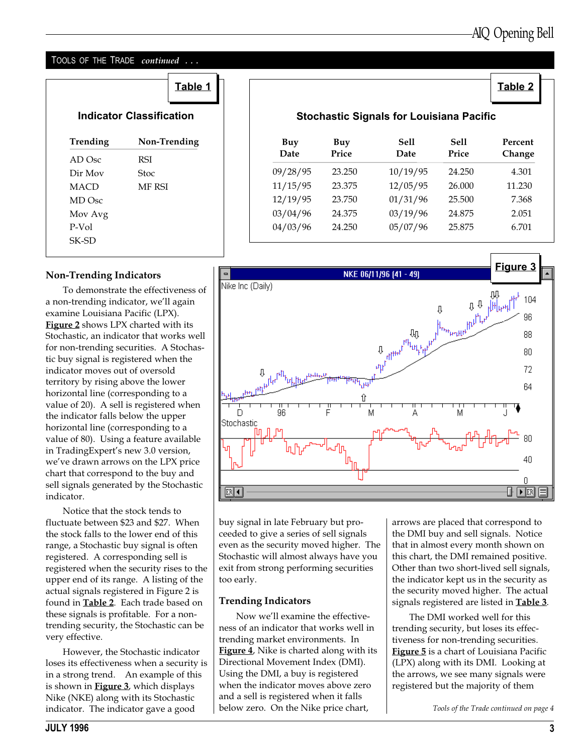## TOOLS OF THE TRADE *continued . . .*

**Table 1**

**Indicator Classification**

| Trending | Non-Trending |
|---|---|
| AD Osc | RSI |
| Dir Mov | Stoc |
| MACD | MF RSI |
| MD Osc | |
| Mov Avg | |
| P-Vol | |
| SK-SD | |

**Table 2**

**Stochastic Signals for Louisiana Pacific**

| Buy Date | Buy Price | Sell Date | Sell Price | Percent Change |
|---|---|---|---|---|
| 09/28/95 | 23.250 | 10/19/95 | 24.250 | 4.301 |
| 11/15/95 | 23.375 | 12/05/95 | 26.000 | 11.230 |
| 12/19/95 | 23.750 | 01/31/96 | 25.500 | 7.368 |
| 03/04/96 | 24.375 | 03/19/96 | 24.875 | 2.051 |
| 04/03/96 | 24.250 | 05/07/96 | 25.875 | 6.701 |

### Non-Trending Indicators

To demonstrate the effectiveness of a non-trending indicator, we'll again examine Louisiana Pacific (LPX). **Figure 2** shows LPX charted with its Stochastic, an indicator that works well for non-trending securities. A Stochastic buy signal is registered when the indicator moves out of oversold territory by rising above the lower horizontal line (corresponding to a value of 20). A sell is registered when the indicator falls below the upper horizontal line (corresponding to a value of 80). Using a feature available in TradingExpert's new 3.0 version, we've drawn arrows on the LPX price chart that correspond to the buy and sell signals generated by the Stochastic indicator.

Notice that the stock tends to fluctuate between \$23 and \$27. When the stock falls to the lower end of this range, a Stochastic buy signal is often registered. A corresponding sell is registered when the security rises to the upper end of its range. A listing of the actual signals registered in Figure 2 is found in **Table 2**. Each trade based on these signals is profitable. For a non-trending security, the Stochastic can be very effective.

However, the Stochastic indicator loses its effectiveness when a security is in a strong trend. An example of this is shown in **Figure 3**, which displays Nike (NKE) along with its Stochastic indicator. The indicator gave a good buy signal in late February but proceeded to give a series of sell signals even as the security moved higher. The Stochastic will almost always have you exit from strong performing securities too early.

**Figure 3**

NKE 06/11/96 (41 - 49)

### Trending Indicators

Now we'll examine the effectiveness of an indicator that works well in trending market environments. In **Figure 4**, Nike is charted along with its Directional Movement Index (DMI). Using the DMI, a buy is registered when the indicator moves above zero and a sell is registered when it falls below zero. On the Nike price chart, arrows are placed that correspond to the DMI buy and sell signals. Notice that in almost every month shown on this chart, the DMI remained positive. Other than two short-lived sell signals, the indicator kept us in the security as the security moved higher. The actual signals registered are listed in **Table 3**.

The DMI worked well for this trending security, but loses its effectiveness for non-trending securities. **Figure 5** is a chart of Louisiana Pacific (LPX) along with its DMI. Looking at the arrows, we see many signals were registered but the majority of them

*Tools of the Trade continued on page 4*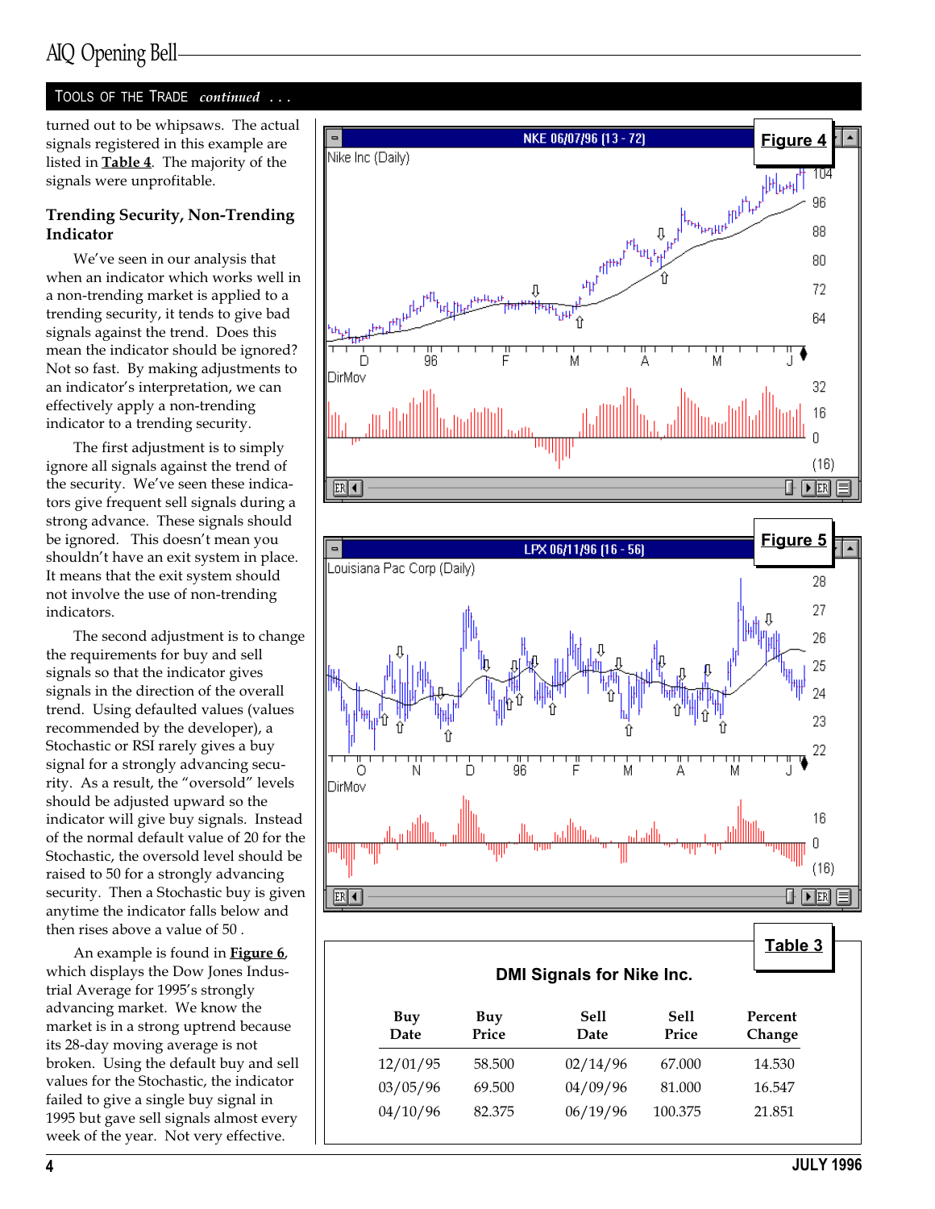## TOOLS OF THE TRADE *continued . . .*

turned out to be whipsaws. The actual signals registered in this example are listed in **Table 4**. The majority of the signals were unprofitable.

### Trending Security, Non-Trending Indicator

We've seen in our analysis that when an indicator which works well in a non-trending market is applied to a trending security, it tends to give bad signals against the trend. Does this mean the indicator should be ignored? Not so fast. By making adjustments to an indicator's interpretation, we can effectively apply a non-trending indicator to a trending security.

The first adjustment is to simply ignore all signals against the trend of the security. We've seen these indicators give frequent sell signals during a strong advance. These signals should be ignored. This doesn't mean you shouldn't have an exit system in place. It means that the exit system should not involve the use of non-trending indicators.

The second adjustment is to change the requirements for buy and sell signals so that the indicator gives signals in the direction of the overall trend. Using defaulted values (values recommended by the developer), a Stochastic or RSI rarely gives a buy signal for a strongly advancing security. As a result, the "oversold" levels should be adjusted upward so the indicator will give buy signals. Instead of the normal default value of 20 for the Stochastic, the oversold level should be raised to 50 for a strongly advancing security. Then a Stochastic buy is given anytime the indicator falls below and then rises above a value of 50 .

An example is found in **Figure 6**, which displays the Dow Jones Industrial Average for 1995's strongly advancing market. We know the market is in a strong uptrend because its 28-day moving average is not broken. Using the default buy and sell values for the Stochastic, the indicator failed to give a single buy signal in 1995 but gave sell signals almost every week of the year. Not very effective.

**Figure 4**

**Figure 5**

**Table 3**

**DMI Signals for Nike Inc.**

| Buy Date | Buy Price | Sell Date | Sell Price | Percent Change |
|---|---|---|---|---|
| 12/01/95 | 58.500 | 02/14/96 | 67.000 | 14.530 |
| 03/05/96 | 69.500 | 04/09/96 | 81.000 | 16.547 |
| 04/10/96 | 82.375 | 06/19/96 | 100.375 | 21.851 |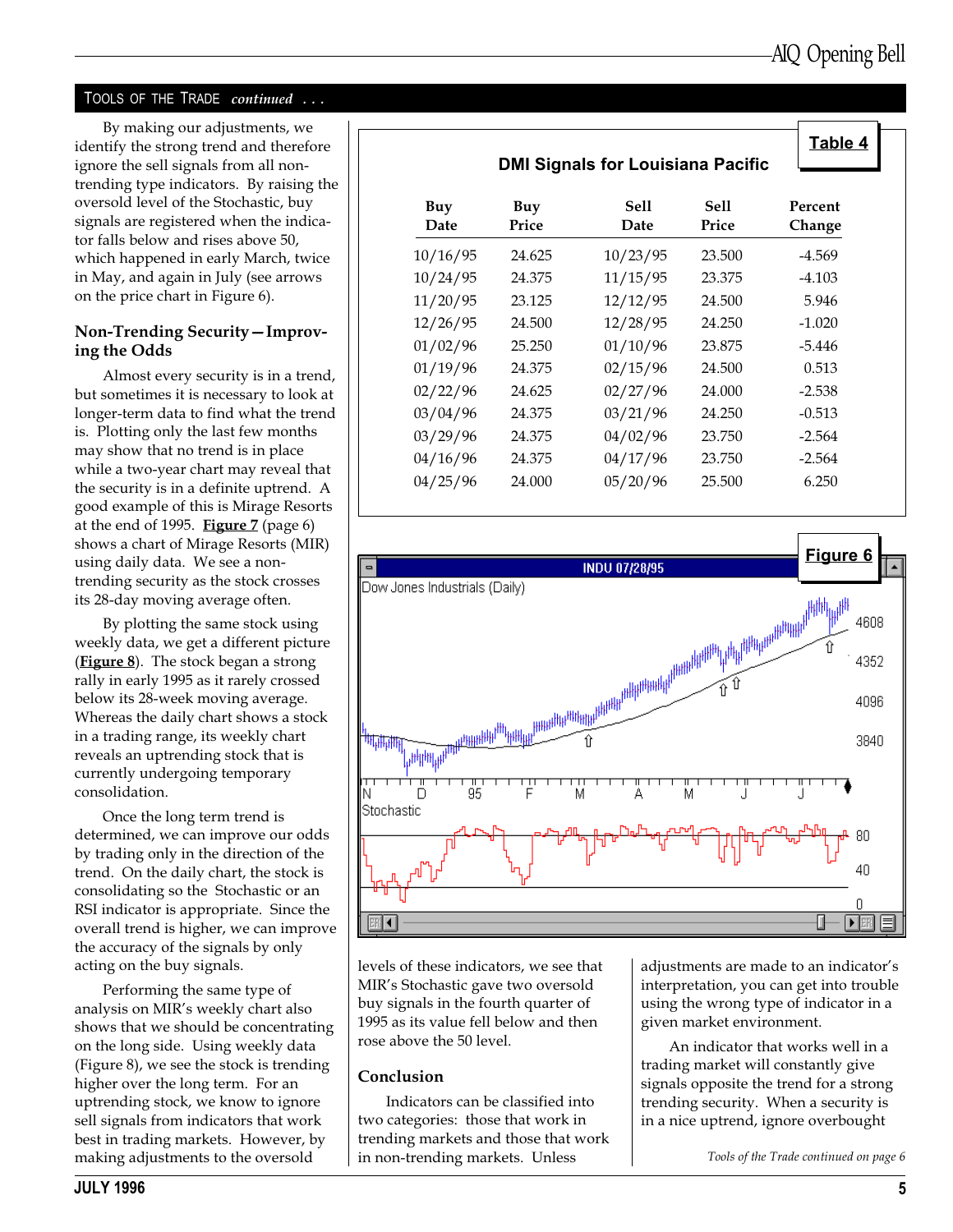## TOOLS OF THE TRADE *continued . . .*

By making our adjustments, we identify the strong trend and therefore ignore the sell signals from all non-trending type indicators. By raising the oversold level of the Stochastic, buy signals are registered when the indicator falls below and rises above 50, which happened in early March, twice in May, and again in July (see arrows on the price chart in Figure 6).

### Non-Trending Security—Improving the Odds

Almost every security is in a trend, but sometimes it is necessary to look at longer-term data to find what the trend is. Plotting only the last few months may show that no trend is in place while a two-year chart may reveal that the security is in a definite uptrend. A good example of this is Mirage Resorts at the end of 1995. **Figure 7** (page 6) shows a chart of Mirage Resorts (MIR) using daily data. We see a non-trending security as the stock crosses its 28-day moving average often.

By plotting the same stock using weekly data, we get a different picture (**Figure 8**). The stock began a strong rally in early 1995 as it rarely crossed below its 28-week moving average. Whereas the daily chart shows a stock in a trading range, its weekly chart reveals an uptrending stock that is currently undergoing temporary consolidation.

Once the long term trend is determined, we can improve our odds by trading only in the direction of the trend. On the daily chart, the stock is consolidating so the Stochastic or an RSI indicator is appropriate. Since the overall trend is higher, we can improve the accuracy of the signals by only acting on the buy signals.

Performing the same type of analysis on MIR's weekly chart also shows that we should be concentrating on the long side. Using weekly data (Figure 8), we see the stock is trending higher over the long term. For an uptrending stock, we know to ignore sell signals from indicators that work best in trading markets. However, by making adjustments to the oversold levels of these indicators, we see that MIR's Stochastic gave two oversold buy signals in the fourth quarter of 1995 as its value fell below and then rose above the 50 level.

**Table 4**

**DMI Signals for Louisiana Pacific**

| Buy Date | Buy Price | Sell Date | Sell Price | Percent Change |
|---|---|---|---|---|
| 10/16/95 | 24.625 | 10/23/95 | 23.500 | -4.569 |
| 10/24/95 | 24.375 | 11/15/95 | 23.375 | -4.103 |
| 11/20/95 | 23.125 | 12/12/95 | 24.500 | 5.946 |
| 12/26/95 | 24.500 | 12/28/95 | 24.250 | -1.020 |
| 01/02/96 | 25.250 | 01/10/96 | 23.875 | -5.446 |
| 01/19/96 | 24.375 | 02/15/96 | 24.500 | 0.513 |
| 02/22/96 | 24.625 | 02/27/96 | 24.000 | -2.538 |
| 03/04/96 | 24.375 | 03/21/96 | 24.250 | -0.513 |
| 03/29/96 | 24.375 | 04/02/96 | 23.750 | -2.564 |
| 04/16/96 | 24.375 | 04/17/96 | 23.750 | -2.564 |
| 04/25/96 | 24.000 | 05/20/96 | 25.500 | 6.250 |

**Figure 6**

### Conclusion

Indicators can be classified into two categories: those that work in trending markets and those that work in non-trending markets. Unless adjustments are made to an indicator's interpretation, you can get into trouble using the wrong type of indicator in a given market environment.

An indicator that works well in a trading market will constantly give signals opposite the trend for a strong trending security. When a security is in a nice uptrend, ignore overbought

*Tools of the Trade continued on page 6*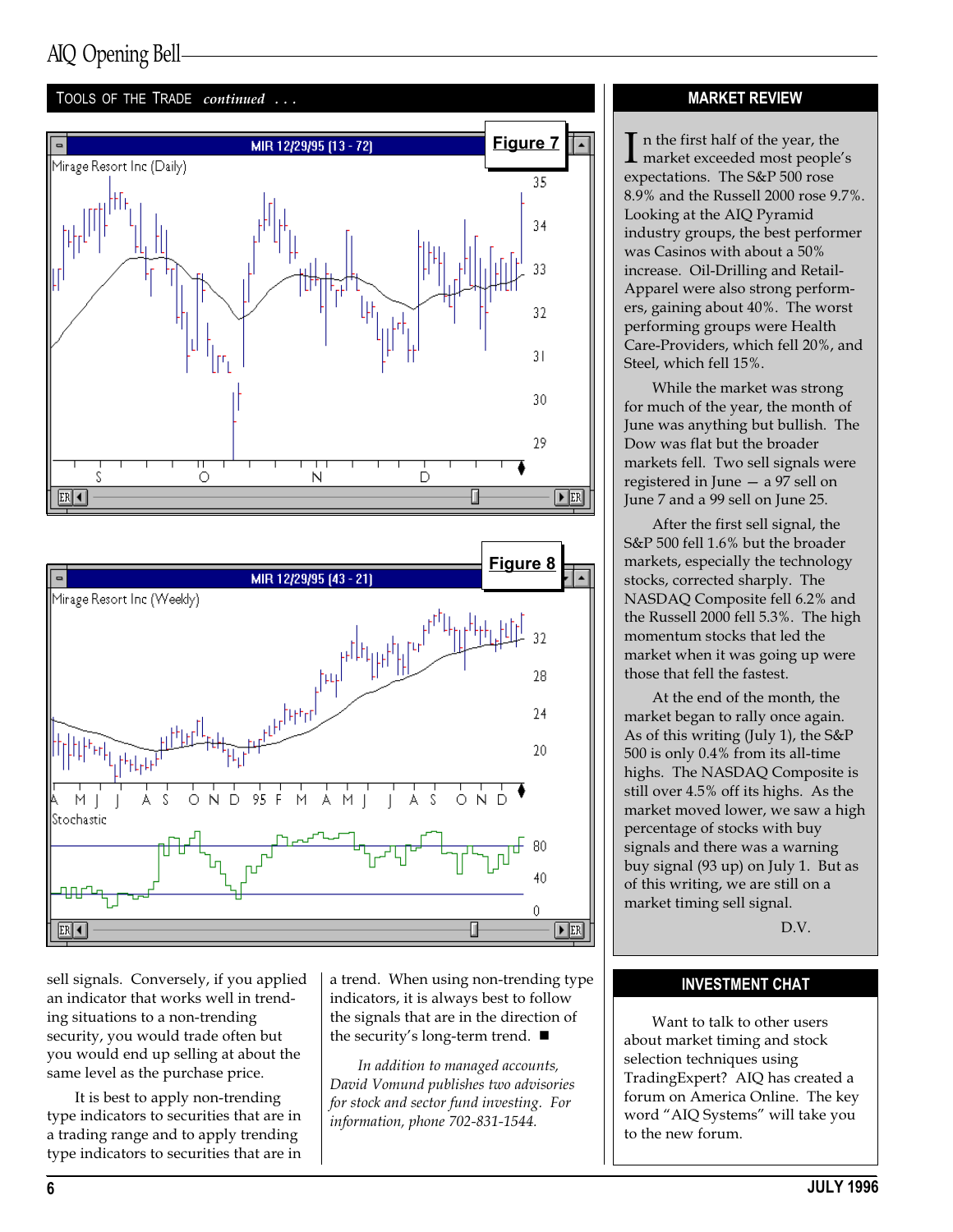## TOOLS OF THE TRADE *continued . . .*

Figure 7

Figure 8

sell signals. Conversely, if you applied an indicator that works well in trending situations to a non-trending security, you would trade often but you would end up selling at about the same level as the purchase price.

It is best to apply non-trending type indicators to securities that are in a trading range and to apply trending type indicators to securities that are in a trend. When using non-trending type indicators, it is always best to follow the signals that are in the direction of the security's long-term trend. ■

*In addition to managed accounts, David Vomund publishes two advisories for stock and sector fund investing. For information, phone 702-831-1544.*

## MARKET REVIEW

In the first half of the year, the market exceeded most people's expectations. The S&P 500 rose 8.9% and the Russell 2000 rose 9.7%. Looking at the AIQ Pyramid industry groups, the best performer was Casinos with about a 50% increase. Oil-Drilling and Retail-Apparel were also strong performers, gaining about 40%. The worst performing groups were Health Care-Providers, which fell 20%, and Steel, which fell 15%.

While the market was strong for much of the year, the month of June was anything but bullish. The Dow was flat but the broader markets fell. Two sell signals were registered in June — a 97 sell on June 7 and a 99 sell on June 25.

After the first sell signal, the S&P 500 fell 1.6% but the broader markets, especially the technology stocks, corrected sharply. The NASDAQ Composite fell 6.2% and the Russell 2000 fell 5.3%. The high momentum stocks that led the market when it was going up were those that fell the fastest.

At the end of the month, the market began to rally once again. As of this writing (July 1), the S&P 500 is only 0.4% from its all-time highs. The NASDAQ Composite is still over 4.5% off its highs. As the market moved lower, we saw a high percentage of stocks with buy signals and there was a warning buy signal (93 up) on July 1. But as of this writing, we are still on a market timing sell signal.

D.V.

## INVESTMENT CHAT

Want to talk to other users about market timing and stock selection techniques using TradingExpert? AIQ has created a forum on America Online. The key word "AIQ Systems" will take you to the new forum.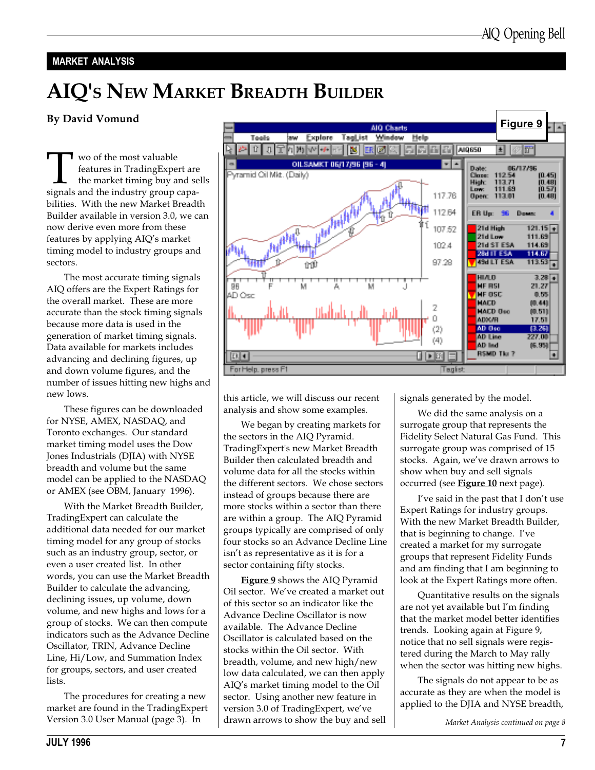MARKET ANALYSIS

# AIQ's New Market Breadth Builder

**By David Vomund**

Two of the most valuable features in TradingExpert are the market timing buy and sells signals and the industry group capabilities. With the new Market Breadth Builder available in version 3.0, we can now derive even more from these features by applying AIQ's market timing model to industry groups and sectors.

The most accurate timing signals AIQ offers are the Expert Ratings for the overall market. These are more accurate than the stock timing signals because more data is used in the generation of market timing signals. Data available for markets includes advancing and declining figures, up and down volume figures, and the number of issues hitting new highs and new lows.

These figures can be downloaded for NYSE, AMEX, NASDAQ, and Toronto exchanges. Our standard market timing model uses the Dow Jones Industrials (DJIA) with NYSE breadth and volume but the same model can be applied to the NASDAQ or AMEX (see OBM, January 1996).

With the Market Breadth Builder, TradingExpert can calculate the additional data needed for our market timing model for any group of stocks such as an industry group, sector, or even a user created list. In other words, you can use the Market Breadth Builder to calculate the advancing, declining issues, up volume, down volume, and new highs and lows for a group of stocks. We can then compute indicators such as the Advance Decline Oscillator, TRIN, Advance Decline Line, Hi/Low, and Summation Index for groups, sectors, and user created lists.

The procedures for creating a new market are found in the TradingExpert Version 3.0 User Manual (page 3). In this article, we will discuss our recent analysis and show some examples.

We began by creating markets for the sectors in the AIQ Pyramid. TradingExpert's new Market Breadth Builder then calculated breadth and volume data for all the stocks within the different sectors. We chose sectors instead of groups because there are more stocks within a sector than there are within a group. The AIQ Pyramid groups typically are comprised of only four stocks so an Advance Decline Line isn't as representative as it is for a sector containing fifty stocks.

**Figure 9** shows the AIQ Pyramid Oil sector. We've created a market out of this sector so an indicator like the Advance Decline Oscillator is now available. The Advance Decline Oscillator is calculated based on the stocks within the Oil sector. With breadth, volume, and new high/new low data calculated, we can then apply AIQ's market timing model to the Oil sector. Using another new feature in version 3.0 of TradingExpert, we've drawn arrows to show the buy and sell signals generated by the model.

**Figure 9**

We did the same analysis on a surrogate group that represents the Fidelity Select Natural Gas Fund. This surrogate group was comprised of 15 stocks. Again, we've drawn arrows to show when buy and sell signals occurred (see **Figure 10** next page).

I've said in the past that I don't use Expert Ratings for industry groups. With the new Market Breadth Builder, that is beginning to change. I've created a market for my surrogate groups that represent Fidelity Funds and am finding that I am beginning to look at the Expert Ratings more often.

Quantitative results on the signals are not yet available but I'm finding that the market model better identifies trends. Looking again at Figure 9, notice that no sell signals were registered during the March to May rally when the sector was hitting new highs.

The signals do not appear to be as accurate as they are when the model is applied to the DJIA and NYSE breadth,

*Market Analysis continued on page 8*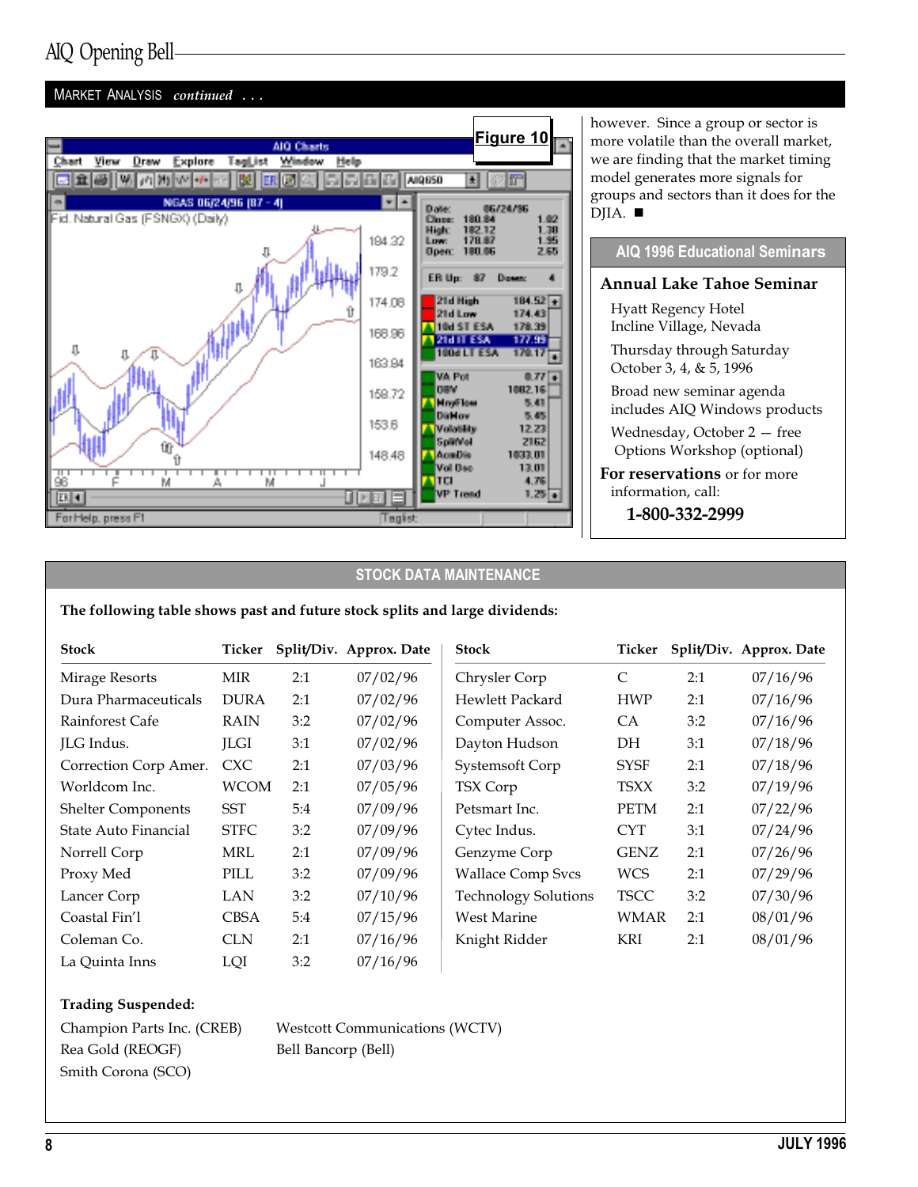## MARKET ANALYSIS *continued . . .*

Figure 10

AIQ Charts

Chart View Draw Explore TagList Window Help

AIQ650

NGAS 06/24/96 (87 - 4)

Fid. Natural Gas (FSNGX) (Daily)

184.32
179.2
174.08
168.96
163.84
158.72
153.6
148.48

96 F M A M J

Date: 06/24/96
Close: 180.84 1.02
High: 182.12 1.38
Low: 178.87 1.95
Open: 180.06 2.65

ER Up: 87 Down: 4

21d High 184.52
21d Low 174.43
10d ST ESA 178.39
21d IT ESA 177.99
100d LT ESA 170.17

VA Pct 0.77
OBV 1082.16
MnyFlow 5.41
DirMov 5.45
Volatility 12.23
SpltVol 2162
AcmDis 1033.01
Vol Osc 13.01
TCI 4.76
VP Trend 1.25

For Help, press F1

however. Since a group or sector is more volatile than the overall market, we are finding that the market timing model generates more signals for groups and sectors than it does for the DJIA. ■

### AIQ 1996 Educational Seminars

**Annual Lake Tahoe Seminar**

Hyatt Regency Hotel
Incline Village, Nevada

Thursday through Saturday
October 3, 4, & 5, 1996

Broad new seminar agenda
includes AIQ Windows products

Wednesday, October 2 — free
Options Workshop (optional)

**For reservations** or for more information, call:

**1-800-332-2999**

## STOCK DATA MAINTENANCE

**The following table shows past and future stock splits and large dividends:**

| Stock | Ticker | Split/Div. | Approx. Date |
|---|---|---|---|
| Mirage Resorts | MIR | 2:1 | 07/02/96 |
| Dura Pharmaceuticals | DURA | 2:1 | 07/02/96 |
| Rainforest Cafe | RAIN | 3:2 | 07/02/96 |
| JLG Indus. | JLGI | 3:1 | 07/02/96 |
| Correction Corp Amer. | CXC | 2:1 | 07/03/96 |
| Worldcom Inc. | WCOM | 2:1 | 07/05/96 |
| Shelter Components | SST | 5:4 | 07/09/96 |
| State Auto Financial | STFC | 3:2 | 07/09/96 |
| Norrell Corp | MRL | 2:1 | 07/09/96 |
| Proxy Med | PILL | 3:2 | 07/09/96 |
| Lancer Corp | LAN | 3:2 | 07/10/96 |
| Coastal Fin'l | CBSA | 5:4 | 07/15/96 |
| Coleman Co. | CLN | 2:1 | 07/16/96 |
| La Quinta Inns | LQI | 3:2 | 07/16/96 |
| Chrysler Corp | C | 2:1 | 07/16/96 |
| Hewlett Packard | HWP | 2:1 | 07/16/96 |
| Computer Assoc. | CA | 3:2 | 07/16/96 |
| Dayton Hudson | DH | 3:1 | 07/18/96 |
| Systemsoft Corp | SYSF | 2:1 | 07/18/96 |
| TSX Corp | TSXX | 3:2 | 07/19/96 |
| Petsmart Inc. | PETM | 2:1 | 07/22/96 |
| Cytec Indus. | CYT | 3:1 | 07/24/96 |
| Genzyme Corp | GENZ | 2:1 | 07/26/96 |
| Wallace Comp Svcs | WCS | 2:1 | 07/29/96 |
| Technology Solutions | TSCC | 3:2 | 07/30/96 |
| West Marine | WMAR | 2:1 | 08/01/96 |
| Knight Ridder | KRI | 2:1 | 08/01/96 |

**Trading Suspended:**

Champion Parts Inc. (CREB)
Rea Gold (REOGF)
Smith Corona (SCO)
Westcott Communications (WCTV)
Bell Bancorp (Bell)